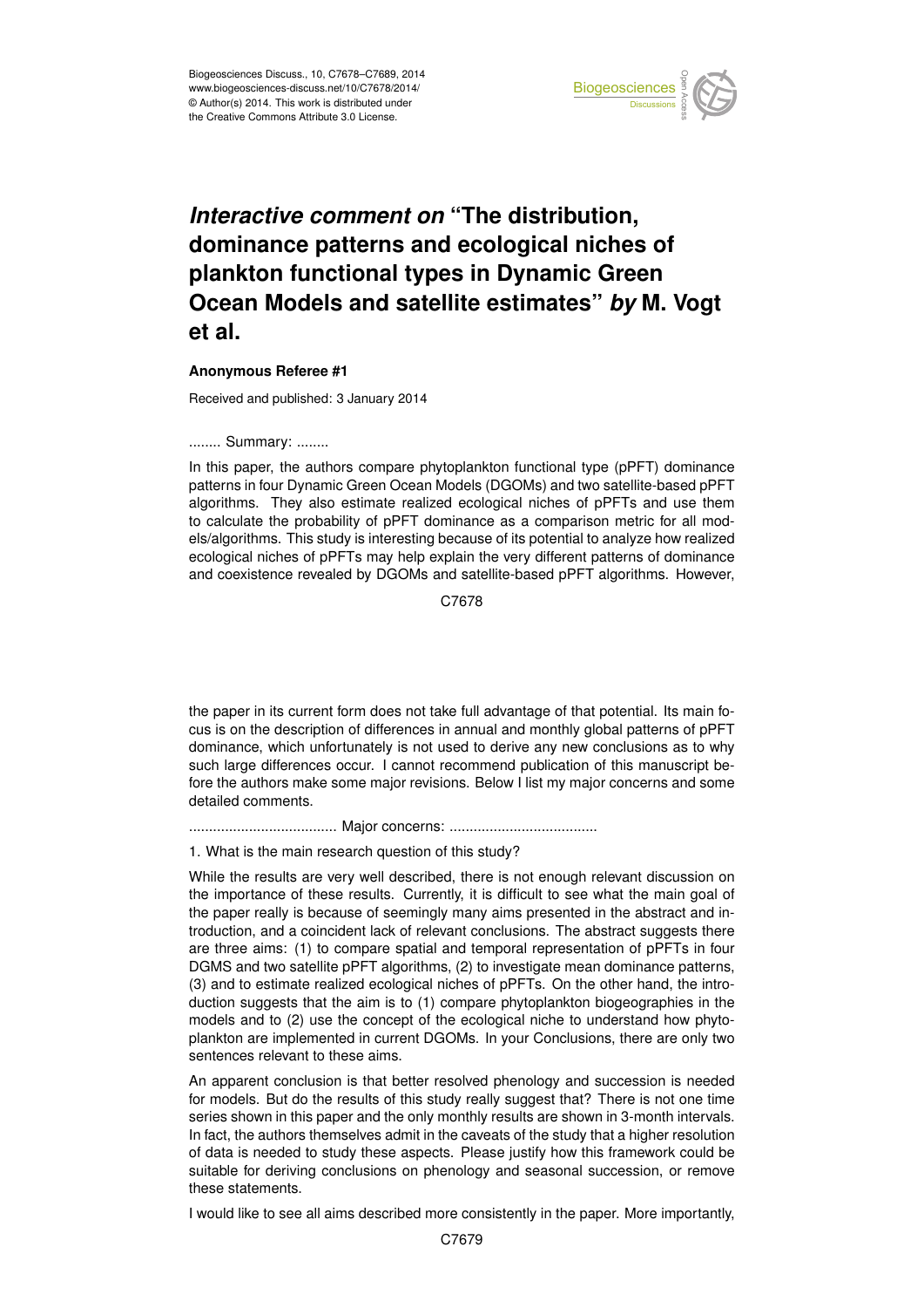# *Interactive comment on* "The distribution, dominance patterns and ecological niches of plankton functional types in Dynamic Green Ocean Models and satellite estimates" *by* M. Vogt et al.

**Anonymous Referee #1**

Received and published: 3 January 2014

........ Summary: ........

In this paper, the authors compare phytoplankton functional type (pPFT) dominance patterns in four Dynamic Green Ocean Models (DGOMs) and two satellite-based pPFT algorithms. They also estimate realized ecological niches of pPFTs and use them to calculate the probability of pPFT dominance as a comparison metric for all models/algorithms. This study is interesting because of its potential to analyze how realized ecological niches of pPFTs may help explain the very different patterns of dominance and coexistence revealed by DGOMs and satellite-based pPFT algorithms. However, the paper in its current form does not take full advantage of that potential. Its main focus is on the description of differences in annual and monthly global patterns of pPFT dominance, which unfortunately is not used to derive any new conclusions as to why such large differences occur. I cannot recommend publication of this manuscript before the authors make some major revisions. Below I list my major concerns and some detailed comments.

..................................... Major concerns: .....................................

1. What is the main research question of this study?

While the results are very well described, there is not enough relevant discussion on the importance of these results. Currently, it is difficult to see what the main goal of the paper really is because of seemingly many aims presented in the abstract and introduction, and a coincident lack of relevant conclusions. The abstract suggests there are three aims: (1) to compare spatial and temporal representation of pPFTs in four DGMS and two satellite pPFT algorithms, (2) to investigate mean dominance patterns, (3) and to estimate realized ecological niches of pPFTs. On the other hand, the introduction suggests that the aim is to (1) compare phytoplankton biogeographies in the models and to (2) use the concept of the ecological niche to understand how phytoplankton are implemented in current DGOMs. In your Conclusions, there are only two sentences relevant to these aims.

An apparent conclusion is that better resolved phenology and succession is needed for models. But do the results of this study really suggest that? There is not one time series shown in this paper and the only monthly results are shown in 3-month intervals. In fact, the authors themselves admit in the caveats of the study that a higher resolution of data is needed to study these aspects. Please justify how this framework could be suitable for deriving conclusions on phenology and seasonal succession, or remove these statements.

I would like to see all aims described more consistently in the paper. More importantly,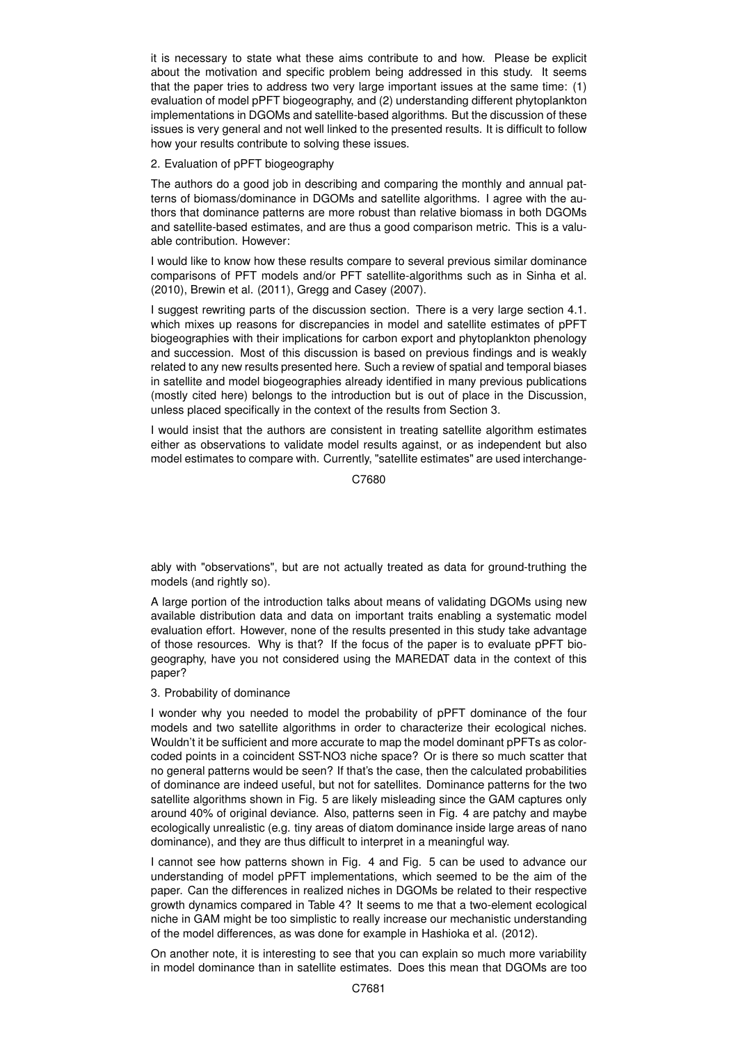it is necessary to state what these aims contribute to and how. Please be explicit about the motivation and specific problem being addressed in this study. It seems that the paper tries to address two very large important issues at the same time: (1) evaluation of model pPFT biogeography, and (2) understanding different phytoplankton implementations in DGOMs and satellite-based algorithms. But the discussion of these issues is very general and not well linked to the presented results. It is difficult to follow how your results contribute to solving these issues.

2. Evaluation of pPFT biogeography

The authors do a good job in describing and comparing the monthly and annual patterns of biomass/dominance in DGOMs and satellite algorithms. I agree with the authors that dominance patterns are more robust than relative biomass in both DGOMs and satellite-based estimates, and are thus a good comparison metric. This is a valuable contribution. However:

I would like to know how these results compare to several previous similar dominance comparisons of PFT models and/or PFT satellite-algorithms such as in Sinha et al. (2010), Brewin et al. (2011), Gregg and Casey (2007).

I suggest rewriting parts of the discussion section. There is a very large section 4.1. which mixes up reasons for discrepancies in model and satellite estimates of pPFT biogeographies with their implications for carbon export and phytoplankton phenology and succession. Most of this discussion is based on previous findings and is weakly related to any new results presented here. Such a review of spatial and temporal biases in satellite and model biogeographies already identified in many previous publications (mostly cited here) belongs to the introduction but is out of place in the Discussion, unless placed specifically in the context of the results from Section 3.

I would insist that the authors are consistent in treating satellite algorithm estimates either as observations to validate model results against, or as independent but also model estimates to compare with. Currently, "satellite estimates" are used interchangeably with "observations", but are not actually treated as data for ground-truthing the models (and rightly so).

A large portion of the introduction talks about means of validating DGOMs using new available distribution data and data on important traits enabling a systematic model evaluation effort. However, none of the results presented in this study take advantage of those resources. Why is that? If the focus of the paper is to evaluate pPFT biogeography, have you not considered using the MAREDAT data in the context of this paper?

3. Probability of dominance

I wonder why you needed to model the probability of pPFT dominance of the four models and two satellite algorithms in order to characterize their ecological niches. Wouldn't it be sufficient and more accurate to map the model dominant pPFTs as color-coded points in a coincident SST-NO3 niche space? Or is there so much scatter that no general patterns would be seen? If that's the case, then the calculated probabilities of dominance are indeed useful, but not for satellites. Dominance patterns for the two satellite algorithms shown in Fig. 5 are likely misleading since the GAM captures only around 40% of original deviance. Also, patterns seen in Fig. 4 are patchy and maybe ecologically unrealistic (e.g. tiny areas of diatom dominance inside large areas of nano dominance), and they are thus difficult to interpret in a meaningful way.

I cannot see how patterns shown in Fig. 4 and Fig. 5 can be used to advance our understanding of model pPFT implementations, which seemed to be the aim of the paper. Can the differences in realized niches in DGOMs be related to their respective growth dynamics compared in Table 4? It seems to me that a two-element ecological niche in GAM might be too simplistic to really increase our mechanistic understanding of the model differences, as was done for example in Hashioka et al. (2012).

On another note, it is interesting to see that you can explain so much more variability in model dominance than in satellite estimates. Does this mean that DGOMs are too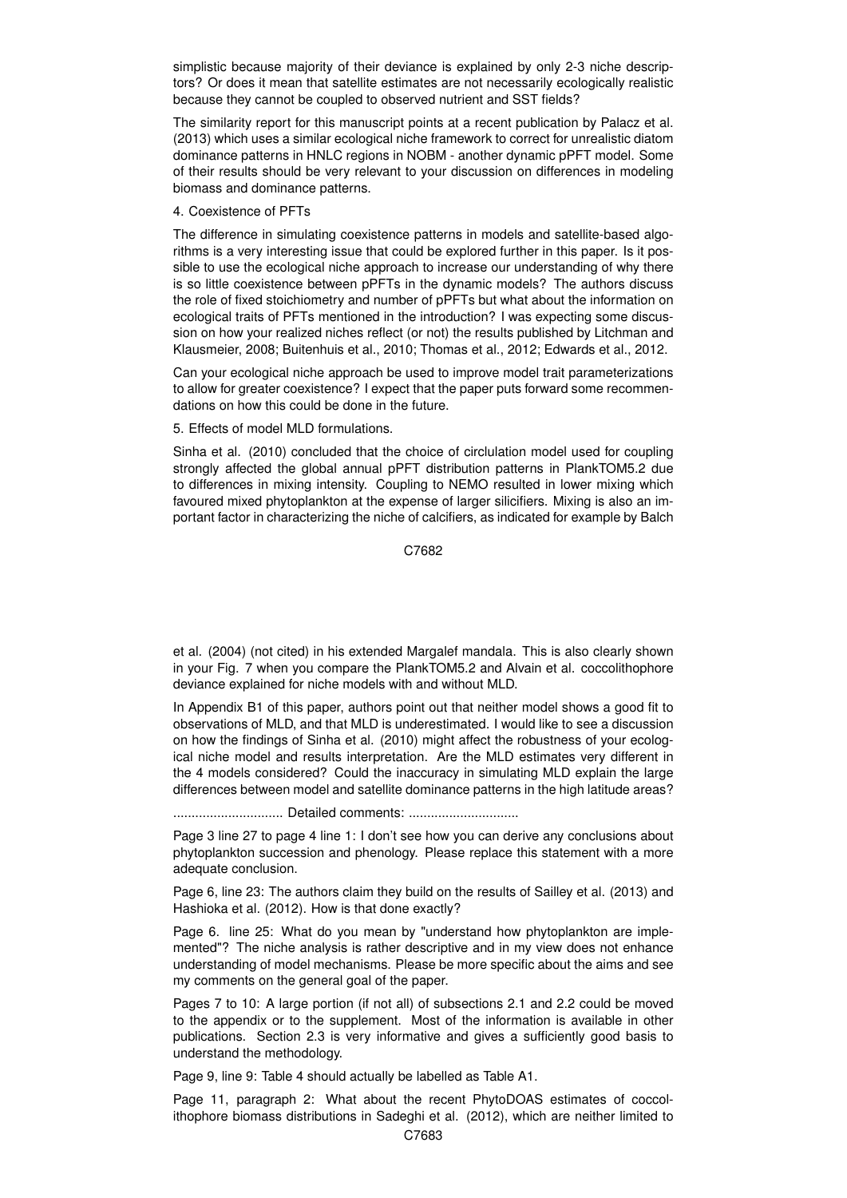simplistic because majority of their deviance is explained by only 2-3 niche descriptors? Or does it mean that satellite estimates are not necessarily ecologically realistic because they cannot be coupled to observed nutrient and SST fields?

The similarity report for this manuscript points at a recent publication by Palacz et al. (2013) which uses a similar ecological niche framework to correct for unrealistic diatom dominance patterns in HNLC regions in NOBM - another dynamic pPFT model. Some of their results should be very relevant to your discussion on differences in modeling biomass and dominance patterns.

4. Coexistence of PFTs

The difference in simulating coexistence patterns in models and satellite-based algorithms is a very interesting issue that could be explored further in this paper. Is it possible to use the ecological niche approach to increase our understanding of why there is so little coexistence between pPFTs in the dynamic models? The authors discuss the role of fixed stoichiometry and number of pPFTs but what about the information on ecological traits of PFTs mentioned in the introduction? I was expecting some discussion on how your realized niches reflect (or not) the results published by Litchman and Klausmeier, 2008; Buitenhuis et al., 2010; Thomas et al., 2012; Edwards et al., 2012.

Can your ecological niche approach be used to improve model trait parameterizations to allow for greater coexistence? I expect that the paper puts forward some recommendations on how this could be done in the future.

5. Effects of model MLD formulations.

Sinha et al. (2010) concluded that the choice of circulation model used for coupling strongly affected the global annual pPFT distribution patterns in PlankTOM5.2 due to differences in mixing intensity. Coupling to NEMO resulted in lower mixing which favoured mixed phytoplankton at the expense of larger silicifiers. Mixing is also an important factor in characterizing the niche of calcifiers, as indicated for example by Balch et al. (2004) (not cited) in his extended Margalef mandala. This is also clearly shown in your Fig. 7 when you compare the PlankTOM5.2 and Alvain et al. coccolithophore deviance explained for niche models with and without MLD.

In Appendix B1 of this paper, authors point out that neither model shows a good fit to observations of MLD, and that MLD is underestimated. I would like to see a discussion on how the findings of Sinha et al. (2010) might affect the robustness of your ecological niche model and results interpretation. Are the MLD estimates very different in the 4 models considered? Could the inaccuracy in simulating MLD explain the large differences between model and satellite dominance patterns in the high latitude areas?

.............................. Detailed comments: ..............................

Page 3 line 27 to page 4 line 1: I don't see how you can derive any conclusions about phytoplankton succession and phenology. Please replace this statement with a more adequate conclusion.

Page 6, line 23: The authors claim they build on the results of Sailley et al. (2013) and Hashioka et al. (2012). How is that done exactly?

Page 6. line 25: What do you mean by "understand how phytoplankton are implemented"? The niche analysis is rather descriptive and in my view does not enhance understanding of model mechanisms. Please be more specific about the aims and see my comments on the general goal of the paper.

Pages 7 to 10: A large portion (if not all) of subsections 2.1 and 2.2 could be moved to the appendix or to the supplement. Most of the information is available in other publications. Section 2.3 is very informative and gives a sufficiently good basis to understand the methodology.

Page 9, line 9: Table 4 should actually be labelled as Table A1.

Page 11, paragraph 2: What about the recent PhytoDOAS estimates of coccolithophore biomass distributions in Sadeghi et al. (2012), which are neither limited to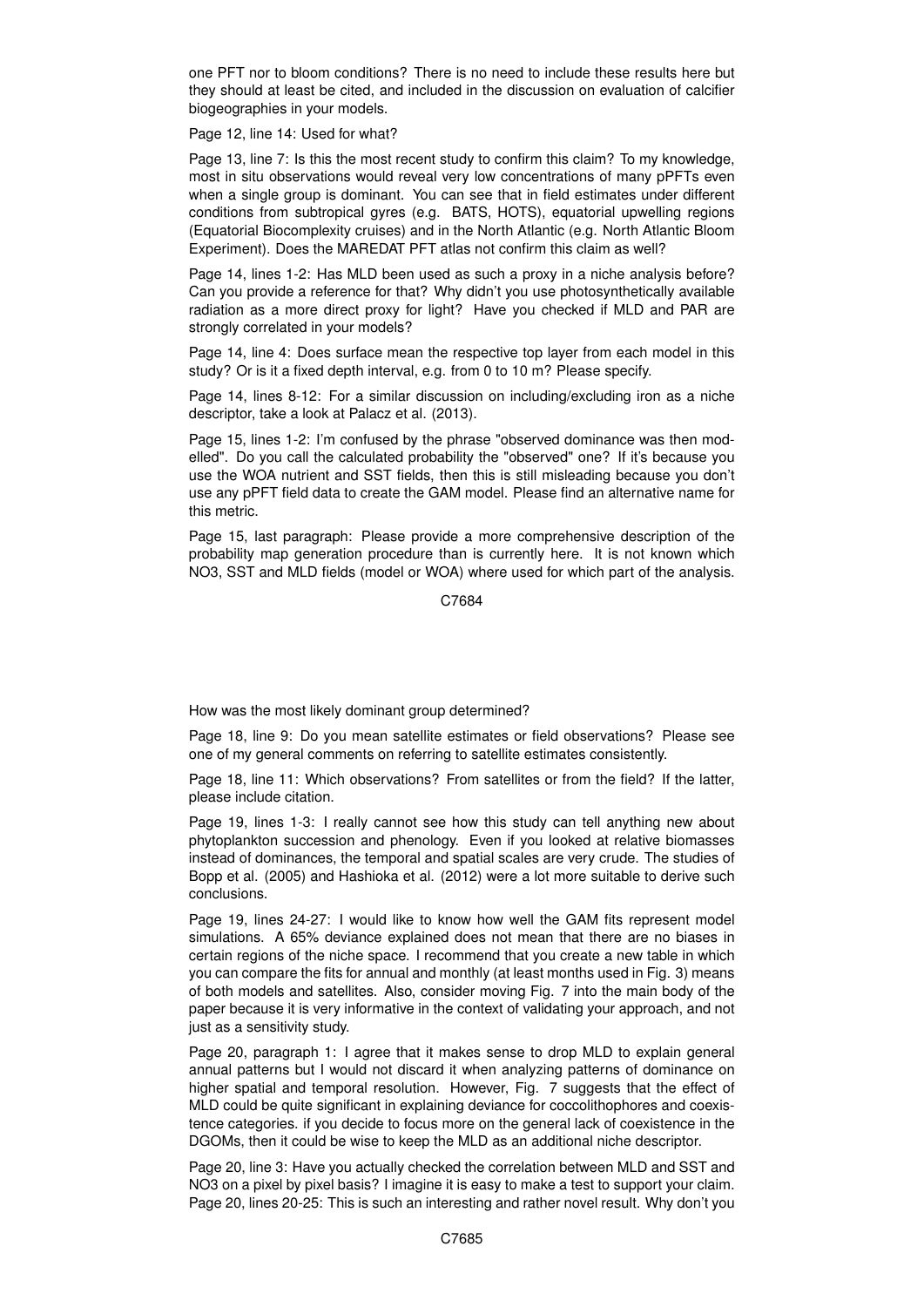one PFT nor to bloom conditions? There is no need to include these results here but they should at least be cited, and included in the discussion on evaluation of calcifier biogeographies in your models.

Page 12, line 14: Used for what?

Page 13, line 7: Is this the most recent study to confirm this claim? To my knowledge, most in situ observations would reveal very low concentrations of many pPFTs even when a single group is dominant. You can see that in field estimates under different conditions from subtropical gyres (e.g. BATS, HOTS), equatorial upwelling regions (Equatorial Biocomplexity cruises) and in the North Atlantic (e.g. North Atlantic Bloom Experiment). Does the MAREDAT PFT atlas not confirm this claim as well?

Page 14, lines 1-2: Has MLD been used as such a proxy in a niche analysis before? Can you provide a reference for that? Why didn't you use photosynthetically available radiation as a more direct proxy for light? Have you checked if MLD and PAR are strongly correlated in your models?

Page 14, line 4: Does surface mean the respective top layer from each model in this study? Or is it a fixed depth interval, e.g. from 0 to 10 m? Please specify.

Page 14, lines 8-12: For a similar discussion on including/excluding iron as a niche descriptor, take a look at Palacz et al. (2013).

Page 15, lines 1-2: I'm confused by the phrase "observed dominance was then modelled". Do you call the calculated probability the "observed" one? If it's because you use the WOA nutrient and SST fields, then this is still misleading because you don't use any pPFT field data to create the GAM model. Please find an alternative name for this metric.

Page 15, last paragraph: Please provide a more comprehensive description of the probability map generation procedure than is currently here. It is not known which NO3, SST and MLD fields (model or WOA) where used for which part of the analysis. How was the most likely dominant group determined?

Page 18, line 9: Do you mean satellite estimates or field observations? Please see one of my general comments on referring to satellite estimates consistently.

Page 18, line 11: Which observations? From satellites or from the field? If the latter, please include citation.

Page 19, lines 1-3: I really cannot see how this study can tell anything new about phytoplankton succession and phenology. Even if you looked at relative biomasses instead of dominances, the temporal and spatial scales are very crude. The studies of Bopp et al. (2005) and Hashioka et al. (2012) were a lot more suitable to derive such conclusions.

Page 19, lines 24-27: I would like to know how well the GAM fits represent model simulations. A 65% deviance explained does not mean that there are no biases in certain regions of the niche space. I recommend that you create a new table in which you can compare the fits for annual and monthly (at least months used in Fig. 3) means of both models and satellites. Also, consider moving Fig. 7 into the main body of the paper because it is very informative in the context of validating your approach, and not just as a sensitivity study.

Page 20, paragraph 1: I agree that it makes sense to drop MLD to explain general annual patterns but I would not discard it when analyzing patterns of dominance on higher spatial and temporal resolution. However, Fig. 7 suggests that the effect of MLD could be quite significant in explaining deviance for coccolithophores and coexistence categories. if you decide to focus more on the general lack of coexistence in the DGOMs, then it could be wise to keep the MLD as an additional niche descriptor.

Page 20, line 3: Have you actually checked the correlation between MLD and SST and NO3 on a pixel by pixel basis? I imagine it is easy to make a test to support your claim. Page 20, lines 20-25: This is such an interesting and rather novel result. Why don't you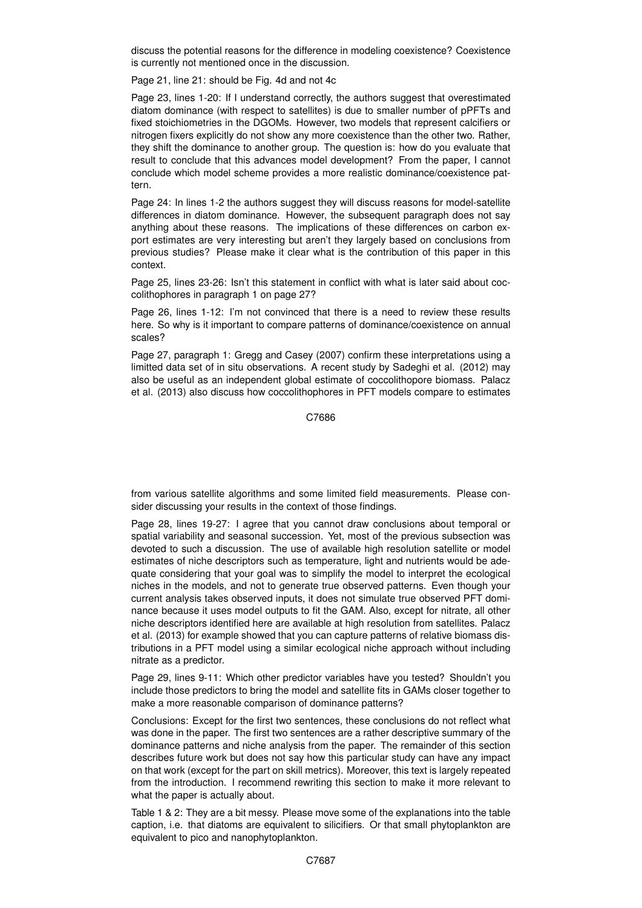discuss the potential reasons for the difference in modeling coexistence? Coexistence is currently not mentioned once in the discussion.

Page 21, line 21: should be Fig. 4d and not 4c

Page 23, lines 1-20: If I understand correctly, the authors suggest that overestimated diatom dominance (with respect to satellites) is due to smaller number of pPFTs and fixed stoichiometries in the DGOMs. However, two models that represent calcifiers or nitrogen fixers explicitly do not show any more coexistence than the other two. Rather, they shift the dominance to another group. The question is: how do you evaluate that result to conclude that this advances model development? From the paper, I cannot conclude which model scheme provides a more realistic dominance/coexistence pattern.

Page 24: In lines 1-2 the authors suggest they will discuss reasons for model-satellite differences in diatom dominance. However, the subsequent paragraph does not say anything about these reasons. The implications of these differences on carbon export estimates are very interesting but aren't they largely based on conclusions from previous studies? Please make it clear what is the contribution of this paper in this context.

Page 25, lines 23-26: Isn't this statement in conflict with what is later said about coccolithophores in paragraph 1 on page 27?

Page 26, lines 1-12: I'm not convinced that there is a need to review these results here. So why is it important to compare patterns of dominance/coexistence on annual scales?

Page 27, paragraph 1: Gregg and Casey (2007) confirm these interpretations using a limitted data set of in situ observations. A recent study by Sadeghi et al. (2012) may also be useful as an independent global estimate of coccolithopore biomass. Palacz et al. (2013) also discuss how coccolithophores in PFT models compare to estimates from various satellite algorithms and some limited field measurements. Please consider discussing your results in the context of those findings.

Page 28, lines 19-27: I agree that you cannot draw conclusions about temporal or spatial variability and seasonal succession. Yet, most of the previous subsection was devoted to such a discussion. The use of available high resolution satellite or model estimates of niche descriptors such as temperature, light and nutrients would be adequate considering that your goal was to simplify the model to interpret the ecological niches in the models, and not to generate true observed patterns. Even though your current analysis takes observed inputs, it does not simulate true observed PFT dominance because it uses model outputs to fit the GAM. Also, except for nitrate, all other niche descriptors identified here are available at high resolution from satellites. Palacz et al. (2013) for example showed that you can capture patterns of relative biomass distributions in a PFT model using a similar ecological niche approach without including nitrate as a predictor.

Page 29, lines 9-11: Which other predictor variables have you tested? Shouldn't you include those predictors to bring the model and satellite fits in GAMs closer together to make a more reasonable comparison of dominance patterns?

Conclusions: Except for the first two sentences, these conclusions do not reflect what was done in the paper. The first two sentences are a rather descriptive summary of the dominance patterns and niche analysis from the paper. The remainder of this section describes future work but does not say how this particular study can have any impact on that work (except for the part on skill metrics). Moreover, this text is largely repeated from the introduction. I recommend rewriting this section to make it more relevant to what the paper is actually about.

Table 1 & 2: They are a bit messy. Please move some of the explanations into the table caption, i.e. that diatoms are equivalent to silicifiers. Or that small phytoplankton are equivalent to pico and nanophytoplankton.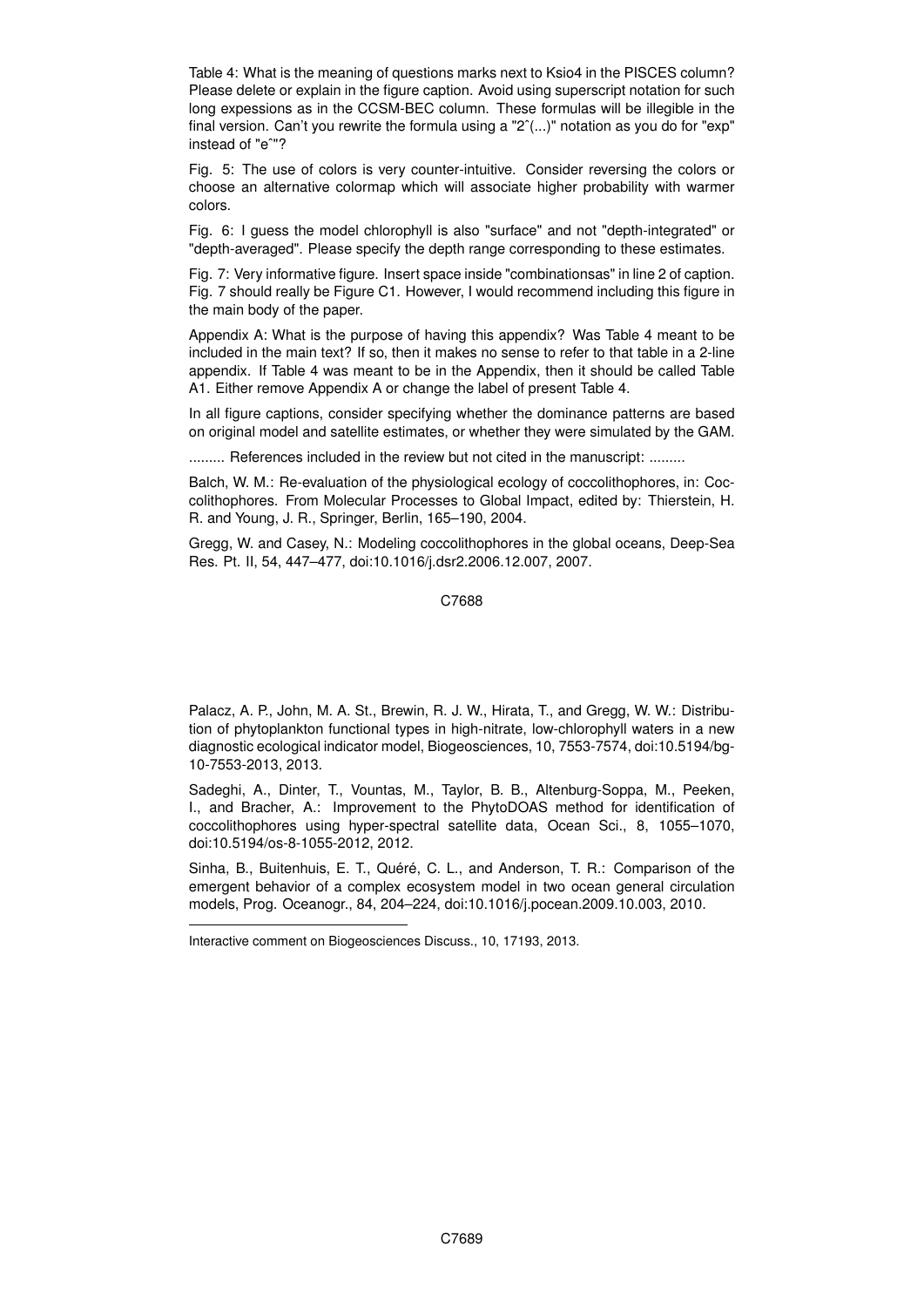Table 4: What is the meaning of questions marks next to Ksio4 in the PISCES column? Please delete or explain in the figure caption. Avoid using superscript notation for such long expessions as in the CCSM-BEC column. These formulas will be illegible in the final version. Can't you rewrite the formula using a "2ˆ(...)" notation as you do for "exp" instead of "eˆ"?

Fig. 5: The use of colors is very counter-intuitive. Consider reversing the colors or choose an alternative colormap which will associate higher probability with warmer colors.

Fig. 6: I guess the model chlorophyll is also "surface" and not "depth-integrated" or "depth-averaged". Please specify the depth range corresponding to these estimates.

Fig. 7: Very informative figure. Insert space inside "combinationsas" in line 2 of caption. Fig. 7 should really be Figure C1. However, I would recommend including this figure in the main body of the paper.

Appendix A: What is the purpose of having this appendix? Was Table 4 meant to be included in the main text? If so, then it makes no sense to refer to that table in a 2-line appendix. If Table 4 was meant to be in the Appendix, then it should be called Table A1. Either remove Appendix A or change the label of present Table 4.

In all figure captions, consider specifying whether the dominance patterns are based on original model and satellite estimates, or whether they were simulated by the GAM.

......... References included in the review but not cited in the manuscript: .........

Balch, W. M.: Re-evaluation of the physiological ecology of coccolithophores, in: Coccolithophores. From Molecular Processes to Global Impact, edited by: Thierstein, H. R. and Young, J. R., Springer, Berlin, 165–190, 2004.

Gregg, W. and Casey, N.: Modeling coccolithophores in the global oceans, Deep-Sea Res. Pt. II, 54, 447–477, doi:10.1016/j.dsr2.2006.12.007, 2007.

Palacz, A. P., John, M. A. St., Brewin, R. J. W., Hirata, T., and Gregg, W. W.: Distribution of phytoplankton functional types in high-nitrate, low-chlorophyll waters in a new diagnostic ecological indicator model, Biogeosciences, 10, 7553-7574, doi:10.5194/bg-10-7553-2013, 2013.

Sadeghi, A., Dinter, T., Vountas, M., Taylor, B. B., Altenburg-Soppa, M., Peeken, I., and Bracher, A.: Improvement to the PhytoDOAS method for identification of coccolithophores using hyper-spectral satellite data, Ocean Sci., 8, 1055–1070, doi:10.5194/os-8-1055-2012, 2012.

Sinha, B., Buitenhuis, E. T., Quéré, C. L., and Anderson, T. R.: Comparison of the emergent behavior of a complex ecosystem model in two ocean general circulation models, Prog. Oceanogr., 84, 204–224, doi:10.1016/j.pocean.2009.10.003, 2010.

---

Interactive comment on Biogeosciences Discuss., 10, 17193, 2013.